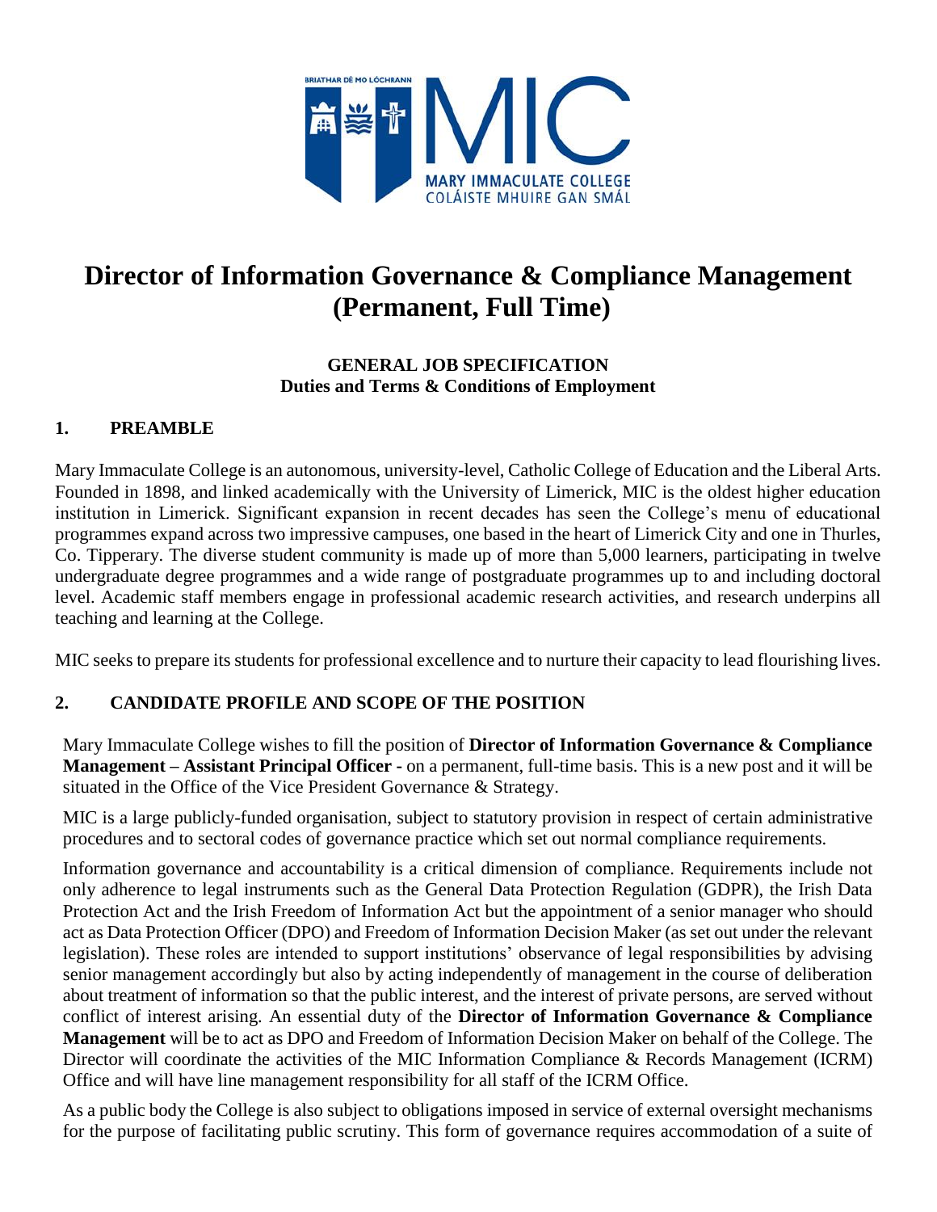# Director of Information Governance & Compliance Management (Permanent, Full Time)

**GENERAL JOB SPECIFICATION**
**Duties and Terms & Conditions of Employment**

## 1. PREAMBLE

Mary Immaculate College is an autonomous, university-level, Catholic College of Education and the Liberal Arts. Founded in 1898, and linked academically with the University of Limerick, MIC is the oldest higher education institution in Limerick. Significant expansion in recent decades has seen the College's menu of educational programmes expand across two impressive campuses, one based in the heart of Limerick City and one in Thurles, Co. Tipperary. The diverse student community is made up of more than 5,000 learners, participating in twelve undergraduate degree programmes and a wide range of postgraduate programmes up to and including doctoral level. Academic staff members engage in professional academic research activities, and research underpins all teaching and learning at the College.

MIC seeks to prepare its students for professional excellence and to nurture their capacity to lead flourishing lives.

## 2. CANDIDATE PROFILE AND SCOPE OF THE POSITION

Mary Immaculate College wishes to fill the position of **Director of Information Governance & Compliance Management – Assistant Principal Officer -** on a permanent, full-time basis. This is a new post and it will be situated in the Office of the Vice President Governance & Strategy.

MIC is a large publicly-funded organisation, subject to statutory provision in respect of certain administrative procedures and to sectoral codes of governance practice which set out normal compliance requirements.

Information governance and accountability is a critical dimension of compliance. Requirements include not only adherence to legal instruments such as the General Data Protection Regulation (GDPR), the Irish Data Protection Act and the Irish Freedom of Information Act but the appointment of a senior manager who should act as Data Protection Officer (DPO) and Freedom of Information Decision Maker (as set out under the relevant legislation). These roles are intended to support institutions' observance of legal responsibilities by advising senior management accordingly but also by acting independently of management in the course of deliberation about treatment of information so that the public interest, and the interest of private persons, are served without conflict of interest arising. An essential duty of the **Director of Information Governance & Compliance Management** will be to act as DPO and Freedom of Information Decision Maker on behalf of the College. The Director will coordinate the activities of the MIC Information Compliance & Records Management (ICRM) Office and will have line management responsibility for all staff of the ICRM Office.

As a public body the College is also subject to obligations imposed in service of external oversight mechanisms for the purpose of facilitating public scrutiny. This form of governance requires accommodation of a suite of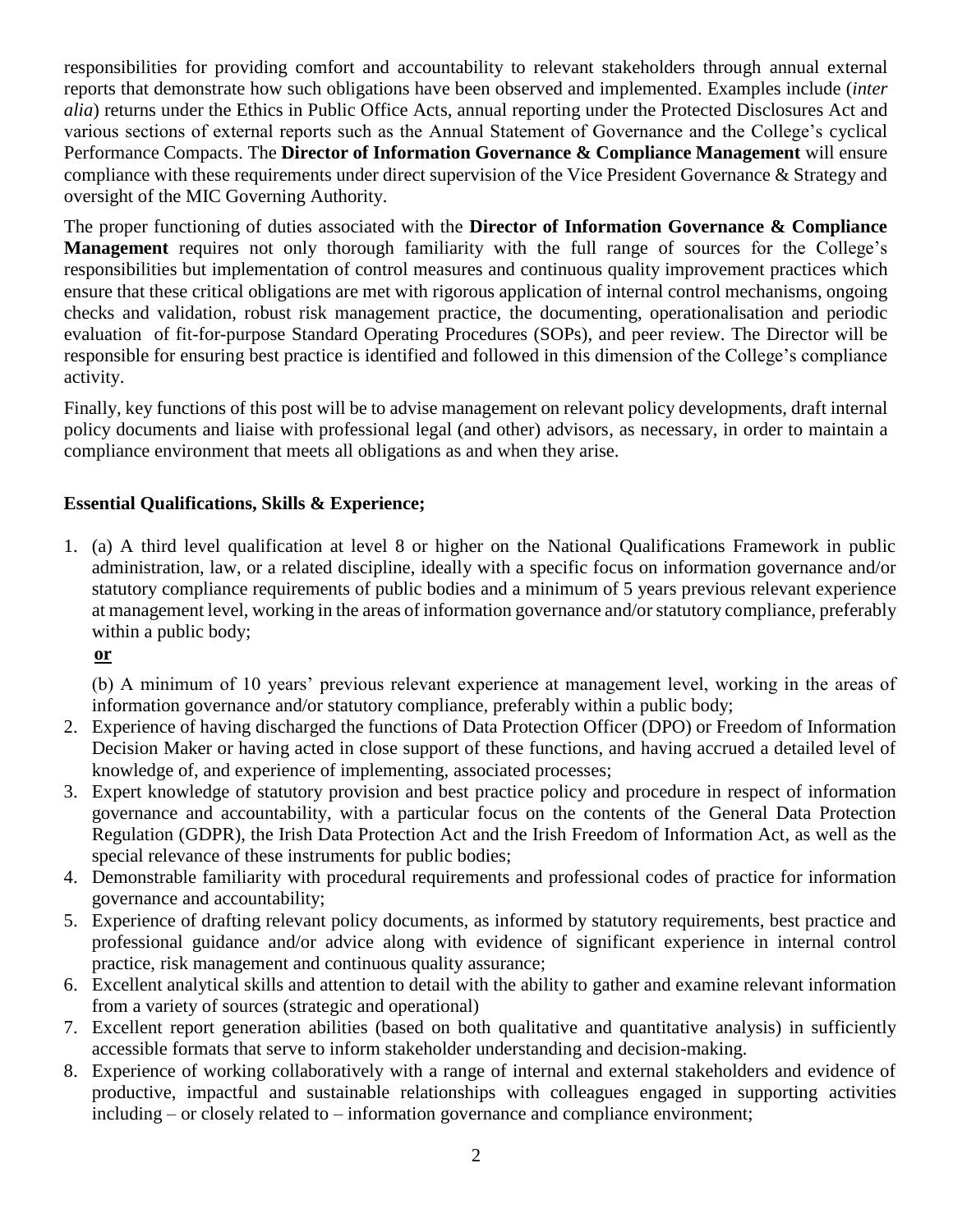responsibilities for providing comfort and accountability to relevant stakeholders through annual external reports that demonstrate how such obligations have been observed and implemented. Examples include (*inter alia*) returns under the Ethics in Public Office Acts, annual reporting under the Protected Disclosures Act and various sections of external reports such as the Annual Statement of Governance and the College's cyclical Performance Compacts. The **Director of Information Governance & Compliance Management** will ensure compliance with these requirements under direct supervision of the Vice President Governance & Strategy and oversight of the MIC Governing Authority.

The proper functioning of duties associated with the **Director of Information Governance & Compliance Management** requires not only thorough familiarity with the full range of sources for the College's responsibilities but implementation of control measures and continuous quality improvement practices which ensure that these critical obligations are met with rigorous application of internal control mechanisms, ongoing checks and validation, robust risk management practice, the documenting, operationalisation and periodic evaluation of fit-for-purpose Standard Operating Procedures (SOPs), and peer review. The Director will be responsible for ensuring best practice is identified and followed in this dimension of the College's compliance activity.

Finally, key functions of this post will be to advise management on relevant policy developments, draft internal policy documents and liaise with professional legal (and other) advisors, as necessary, in order to maintain a compliance environment that meets all obligations as and when they arise.

**Essential Qualifications, Skills & Experience;**

1. (a) A third level qualification at level 8 or higher on the National Qualifications Framework in public administration, law, or a related discipline, ideally with a specific focus on information governance and/or statutory compliance requirements of public bodies and a minimum of 5 years previous relevant experience at management level, working in the areas of information governance and/or statutory compliance, preferably within a public body;

   **or**

   (b) A minimum of 10 years' previous relevant experience at management level, working in the areas of information governance and/or statutory compliance, preferably within a public body;
2. Experience of having discharged the functions of Data Protection Officer (DPO) or Freedom of Information Decision Maker or having acted in close support of these functions, and having accrued a detailed level of knowledge of, and experience of implementing, associated processes;
3. Expert knowledge of statutory provision and best practice policy and procedure in respect of information governance and accountability, with a particular focus on the contents of the General Data Protection Regulation (GDPR), the Irish Data Protection Act and the Irish Freedom of Information Act, as well as the special relevance of these instruments for public bodies;
4. Demonstrable familiarity with procedural requirements and professional codes of practice for information governance and accountability;
5. Experience of drafting relevant policy documents, as informed by statutory requirements, best practice and professional guidance and/or advice along with evidence of significant experience in internal control practice, risk management and continuous quality assurance;
6. Excellent analytical skills and attention to detail with the ability to gather and examine relevant information from a variety of sources (strategic and operational)
7. Excellent report generation abilities (based on both qualitative and quantitative analysis) in sufficiently accessible formats that serve to inform stakeholder understanding and decision-making.
8. Experience of working collaboratively with a range of internal and external stakeholders and evidence of productive, impactful and sustainable relationships with colleagues engaged in supporting activities including – or closely related to – information governance and compliance environment;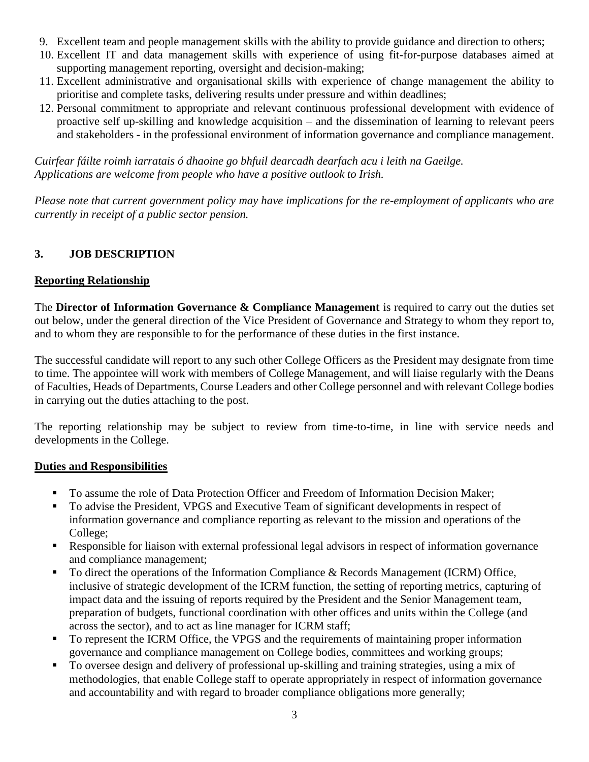9. Excellent team and people management skills with the ability to provide guidance and direction to others;
10. Excellent IT and data management skills with experience of using fit-for-purpose databases aimed at supporting management reporting, oversight and decision-making;
11. Excellent administrative and organisational skills with experience of change management the ability to prioritise and complete tasks, delivering results under pressure and within deadlines;
12. Personal commitment to appropriate and relevant continuous professional development with evidence of proactive self up-skilling and knowledge acquisition – and the dissemination of learning to relevant peers and stakeholders - in the professional environment of information governance and compliance management.

*Cuirfear fáilte roimh iarratais ó dhaoine go bhfuil dearcadh dearfach acu i leith na Gaeilge.*
*Applications are welcome from people who have a positive outlook to Irish.*

*Please note that current government policy may have implications for the re-employment of applicants who are currently in receipt of a public sector pension.*

## 3. JOB DESCRIPTION

**Reporting Relationship**

The **Director of Information Governance & Compliance Management** is required to carry out the duties set out below, under the general direction of the Vice President of Governance and Strategy to whom they report to, and to whom they are responsible to for the performance of these duties in the first instance.

The successful candidate will report to any such other College Officers as the President may designate from time to time. The appointee will work with members of College Management, and will liaise regularly with the Deans of Faculties, Heads of Departments, Course Leaders and other College personnel and with relevant College bodies in carrying out the duties attaching to the post.

The reporting relationship may be subject to review from time-to-time, in line with service needs and developments in the College.

**Duties and Responsibilities**

- To assume the role of Data Protection Officer and Freedom of Information Decision Maker;
- To advise the President, VPGS and Executive Team of significant developments in respect of information governance and compliance reporting as relevant to the mission and operations of the College;
- Responsible for liaison with external professional legal advisors in respect of information governance and compliance management;
- To direct the operations of the Information Compliance & Records Management (ICRM) Office, inclusive of strategic development of the ICRM function, the setting of reporting metrics, capturing of impact data and the issuing of reports required by the President and the Senior Management team, preparation of budgets, functional coordination with other offices and units within the College (and across the sector), and to act as line manager for ICRM staff;
- To represent the ICRM Office, the VPGS and the requirements of maintaining proper information governance and compliance management on College bodies, committees and working groups;
- To oversee design and delivery of professional up-skilling and training strategies, using a mix of methodologies, that enable College staff to operate appropriately in respect of information governance and accountability and with regard to broader compliance obligations more generally;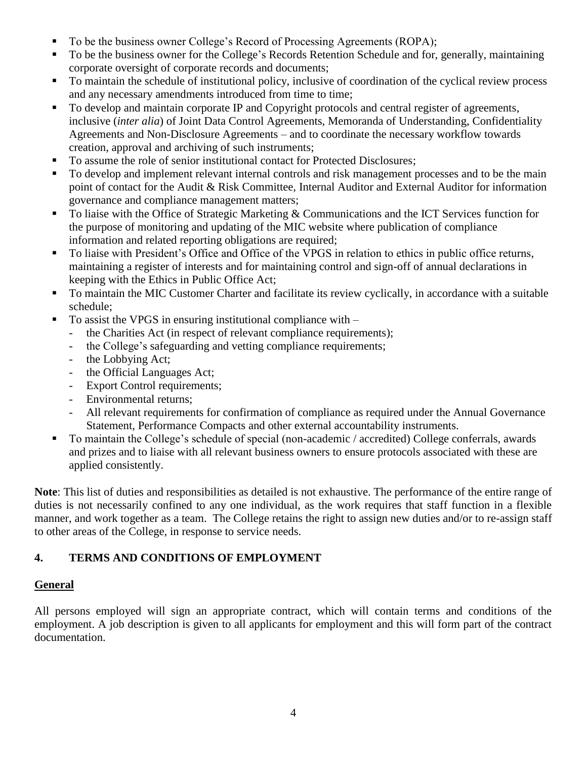- To be the business owner College's Record of Processing Agreements (ROPA);
- To be the business owner for the College's Records Retention Schedule and for, generally, maintaining corporate oversight of corporate records and documents;
- To maintain the schedule of institutional policy, inclusive of coordination of the cyclical review process and any necessary amendments introduced from time to time;
- To develop and maintain corporate IP and Copyright protocols and central register of agreements, inclusive (*inter alia*) of Joint Data Control Agreements, Memoranda of Understanding, Confidentiality Agreements and Non-Disclosure Agreements – and to coordinate the necessary workflow towards creation, approval and archiving of such instruments;
- To assume the role of senior institutional contact for Protected Disclosures;
- To develop and implement relevant internal controls and risk management processes and to be the main point of contact for the Audit & Risk Committee, Internal Auditor and External Auditor for information governance and compliance management matters;
- To liaise with the Office of Strategic Marketing & Communications and the ICT Services function for the purpose of monitoring and updating of the MIC website where publication of compliance information and related reporting obligations are required;
- To liaise with President's Office and Office of the VPGS in relation to ethics in public office returns, maintaining a register of interests and for maintaining control and sign-off of annual declarations in keeping with the Ethics in Public Office Act;
- To maintain the MIC Customer Charter and facilitate its review cyclically, in accordance with a suitable schedule;
- To assist the VPGS in ensuring institutional compliance with –
  - the Charities Act (in respect of relevant compliance requirements);
  - the College's safeguarding and vetting compliance requirements;
  - the Lobbying Act;
  - the Official Languages Act;
  - Export Control requirements;
  - Environmental returns;
  - All relevant requirements for confirmation of compliance as required under the Annual Governance Statement, Performance Compacts and other external accountability instruments.
- To maintain the College's schedule of special (non-academic / accredited) College conferrals, awards and prizes and to liaise with all relevant business owners to ensure protocols associated with these are applied consistently.

**Note**: This list of duties and responsibilities as detailed is not exhaustive. The performance of the entire range of duties is not necessarily confined to any one individual, as the work requires that staff function in a flexible manner, and work together as a team. The College retains the right to assign new duties and/or to re-assign staff to other areas of the College, in response to service needs.

## 4. TERMS AND CONDITIONS OF EMPLOYMENT

### General

All persons employed will sign an appropriate contract, which will contain terms and conditions of the employment. A job description is given to all applicants for employment and this will form part of the contract documentation.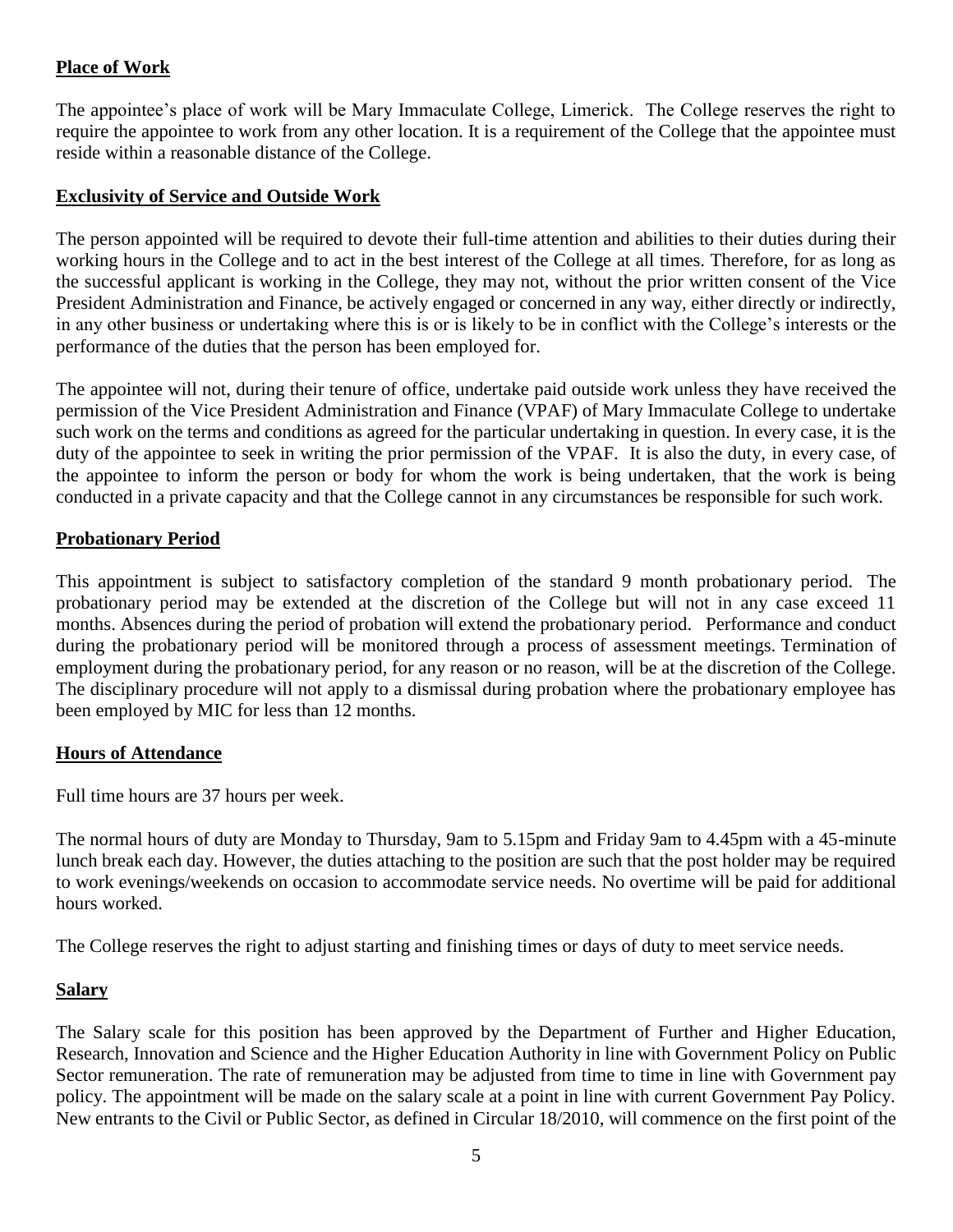## Place of Work

The appointee's place of work will be Mary Immaculate College, Limerick. The College reserves the right to require the appointee to work from any other location. It is a requirement of the College that the appointee must reside within a reasonable distance of the College.

## Exclusivity of Service and Outside Work

The person appointed will be required to devote their full-time attention and abilities to their duties during their working hours in the College and to act in the best interest of the College at all times. Therefore, for as long as the successful applicant is working in the College, they may not, without the prior written consent of the Vice President Administration and Finance, be actively engaged or concerned in any way, either directly or indirectly, in any other business or undertaking where this is or is likely to be in conflict with the College's interests or the performance of the duties that the person has been employed for.

The appointee will not, during their tenure of office, undertake paid outside work unless they have received the permission of the Vice President Administration and Finance (VPAF) of Mary Immaculate College to undertake such work on the terms and conditions as agreed for the particular undertaking in question. In every case, it is the duty of the appointee to seek in writing the prior permission of the VPAF. It is also the duty, in every case, of the appointee to inform the person or body for whom the work is being undertaken, that the work is being conducted in a private capacity and that the College cannot in any circumstances be responsible for such work.

## Probationary Period

This appointment is subject to satisfactory completion of the standard 9 month probationary period. The probationary period may be extended at the discretion of the College but will not in any case exceed 11 months. Absences during the period of probation will extend the probationary period. Performance and conduct during the probationary period will be monitored through a process of assessment meetings. Termination of employment during the probationary period, for any reason or no reason, will be at the discretion of the College. The disciplinary procedure will not apply to a dismissal during probation where the probationary employee has been employed by MIC for less than 12 months.

## Hours of Attendance

Full time hours are 37 hours per week.

The normal hours of duty are Monday to Thursday, 9am to 5.15pm and Friday 9am to 4.45pm with a 45-minute lunch break each day. However, the duties attaching to the position are such that the post holder may be required to work evenings/weekends on occasion to accommodate service needs. No overtime will be paid for additional hours worked.

The College reserves the right to adjust starting and finishing times or days of duty to meet service needs.

## Salary

The Salary scale for this position has been approved by the Department of Further and Higher Education, Research, Innovation and Science and the Higher Education Authority in line with Government Policy on Public Sector remuneration. The rate of remuneration may be adjusted from time to time in line with Government pay policy. The appointment will be made on the salary scale at a point in line with current Government Pay Policy. New entrants to the Civil or Public Sector, as defined in Circular 18/2010, will commence on the first point of the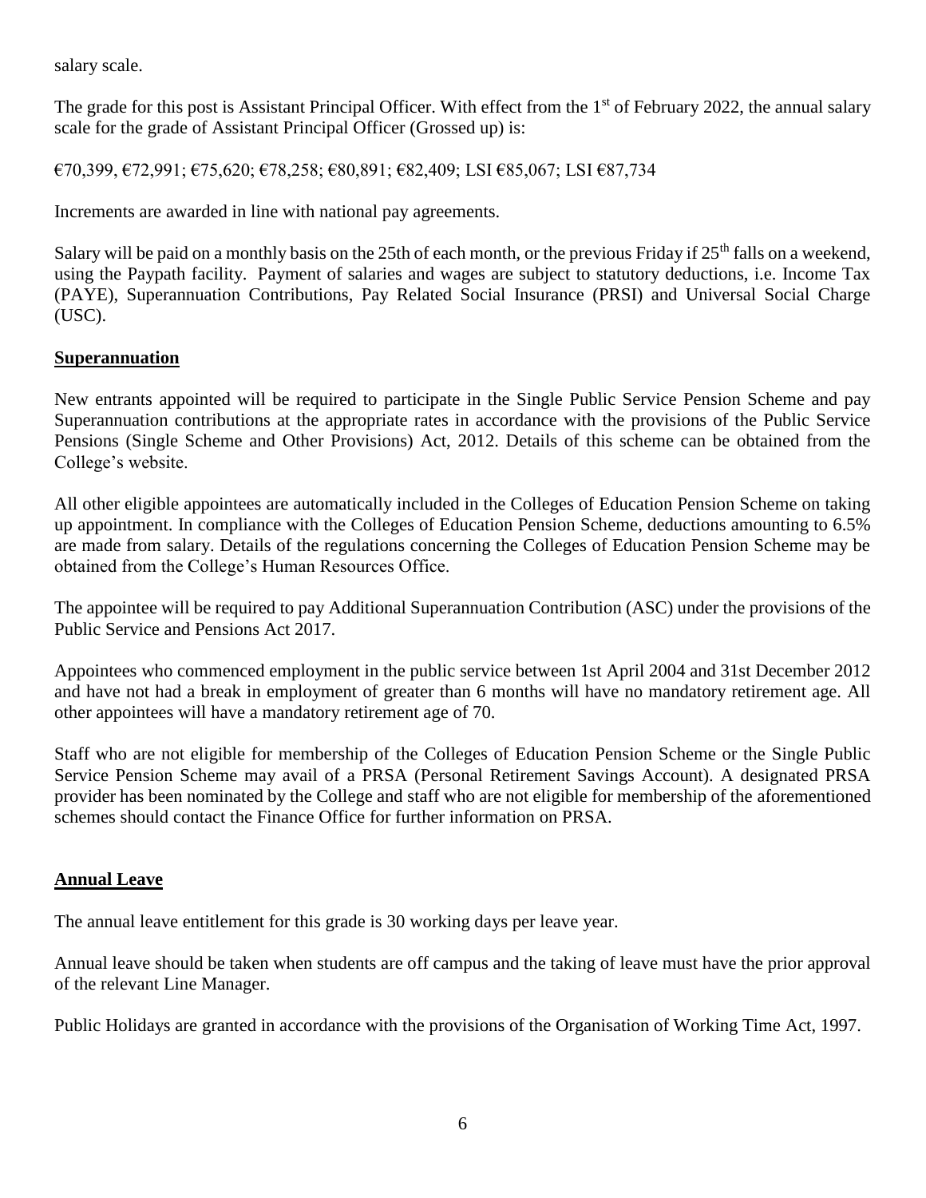salary scale.

The grade for this post is Assistant Principal Officer. With effect from the 1st of February 2022, the annual salary scale for the grade of Assistant Principal Officer (Grossed up) is:

€70,399, €72,991; €75,620; €78,258; €80,891; €82,409; LSI €85,067; LSI €87,734

Increments are awarded in line with national pay agreements.

Salary will be paid on a monthly basis on the 25th of each month, or the previous Friday if 25th falls on a weekend, using the Paypath facility. Payment of salaries and wages are subject to statutory deductions, i.e. Income Tax (PAYE), Superannuation Contributions, Pay Related Social Insurance (PRSI) and Universal Social Charge (USC).

## Superannuation

New entrants appointed will be required to participate in the Single Public Service Pension Scheme and pay Superannuation contributions at the appropriate rates in accordance with the provisions of the Public Service Pensions (Single Scheme and Other Provisions) Act, 2012. Details of this scheme can be obtained from the College's website.

All other eligible appointees are automatically included in the Colleges of Education Pension Scheme on taking up appointment. In compliance with the Colleges of Education Pension Scheme, deductions amounting to 6.5% are made from salary. Details of the regulations concerning the Colleges of Education Pension Scheme may be obtained from the College's Human Resources Office.

The appointee will be required to pay Additional Superannuation Contribution (ASC) under the provisions of the Public Service and Pensions Act 2017.

Appointees who commenced employment in the public service between 1st April 2004 and 31st December 2012 and have not had a break in employment of greater than 6 months will have no mandatory retirement age. All other appointees will have a mandatory retirement age of 70.

Staff who are not eligible for membership of the Colleges of Education Pension Scheme or the Single Public Service Pension Scheme may avail of a PRSA (Personal Retirement Savings Account). A designated PRSA provider has been nominated by the College and staff who are not eligible for membership of the aforementioned schemes should contact the Finance Office for further information on PRSA.

## Annual Leave

The annual leave entitlement for this grade is 30 working days per leave year.

Annual leave should be taken when students are off campus and the taking of leave must have the prior approval of the relevant Line Manager.

Public Holidays are granted in accordance with the provisions of the Organisation of Working Time Act, 1997.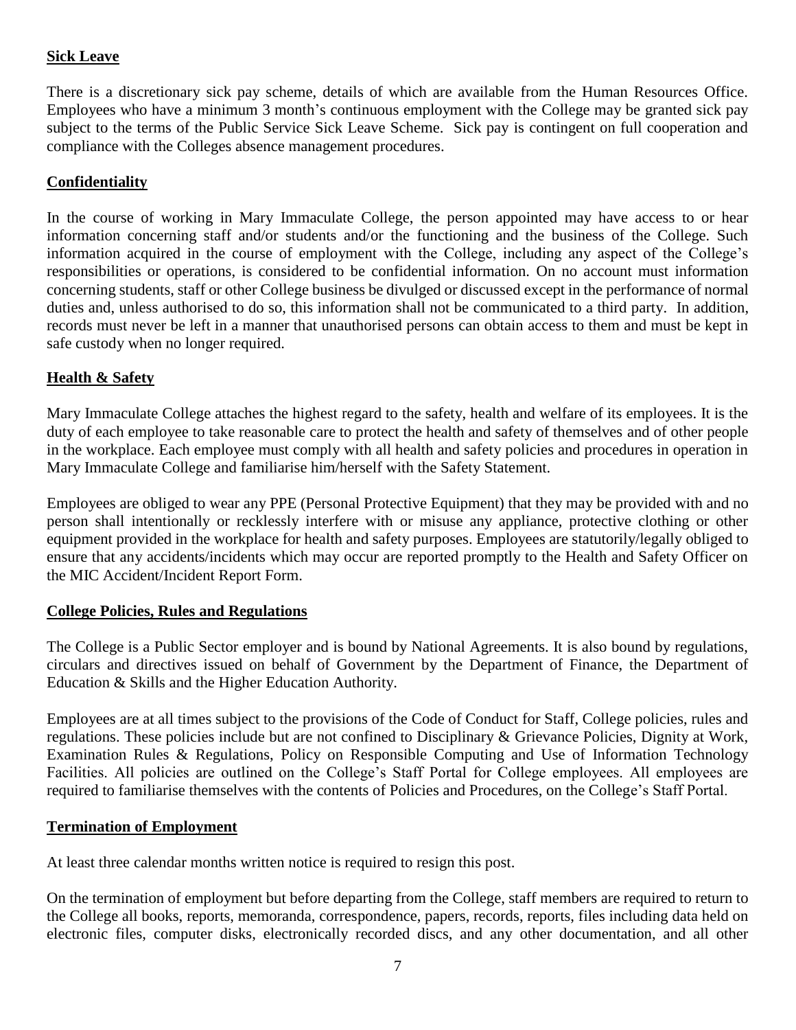**Sick Leave**

There is a discretionary sick pay scheme, details of which are available from the Human Resources Office. Employees who have a minimum 3 month's continuous employment with the College may be granted sick pay subject to the terms of the Public Service Sick Leave Scheme. Sick pay is contingent on full cooperation and compliance with the Colleges absence management procedures.

**Confidentiality**

In the course of working in Mary Immaculate College, the person appointed may have access to or hear information concerning staff and/or students and/or the functioning and the business of the College. Such information acquired in the course of employment with the College, including any aspect of the College's responsibilities or operations, is considered to be confidential information. On no account must information concerning students, staff or other College business be divulged or discussed except in the performance of normal duties and, unless authorised to do so, this information shall not be communicated to a third party. In addition, records must never be left in a manner that unauthorised persons can obtain access to them and must be kept in safe custody when no longer required.

**Health & Safety**

Mary Immaculate College attaches the highest regard to the safety, health and welfare of its employees. It is the duty of each employee to take reasonable care to protect the health and safety of themselves and of other people in the workplace. Each employee must comply with all health and safety policies and procedures in operation in Mary Immaculate College and familiarise him/herself with the Safety Statement.

Employees are obliged to wear any PPE (Personal Protective Equipment) that they may be provided with and no person shall intentionally or recklessly interfere with or misuse any appliance, protective clothing or other equipment provided in the workplace for health and safety purposes. Employees are statutorily/legally obliged to ensure that any accidents/incidents which may occur are reported promptly to the Health and Safety Officer on the MIC Accident/Incident Report Form.

**College Policies, Rules and Regulations**

The College is a Public Sector employer and is bound by National Agreements. It is also bound by regulations, circulars and directives issued on behalf of Government by the Department of Finance, the Department of Education & Skills and the Higher Education Authority.

Employees are at all times subject to the provisions of the Code of Conduct for Staff, College policies, rules and regulations. These policies include but are not confined to Disciplinary & Grievance Policies, Dignity at Work, Examination Rules & Regulations, Policy on Responsible Computing and Use of Information Technology Facilities. All policies are outlined on the College's Staff Portal for College employees. All employees are required to familiarise themselves with the contents of Policies and Procedures, on the College's Staff Portal.

**Termination of Employment**

At least three calendar months written notice is required to resign this post.

On the termination of employment but before departing from the College, staff members are required to return to the College all books, reports, memoranda, correspondence, papers, records, reports, files including data held on electronic files, computer disks, electronically recorded discs, and any other documentation, and all other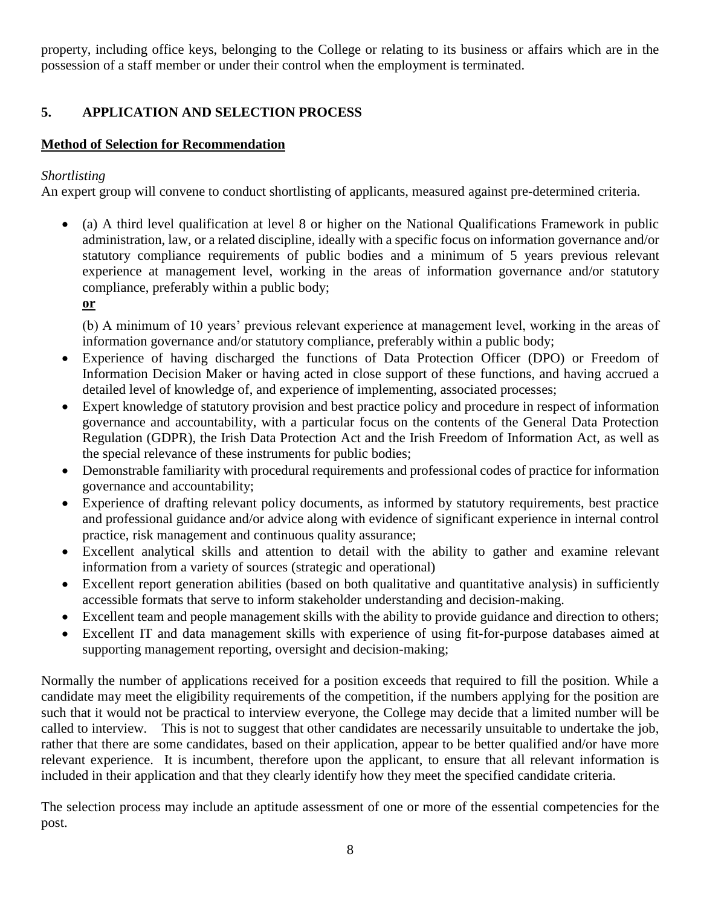property, including office keys, belonging to the College or relating to its business or affairs which are in the possession of a staff member or under their control when the employment is terminated.

## 5. APPLICATION AND SELECTION PROCESS

**Method of Selection for Recommendation**

*Shortlisting*

An expert group will convene to conduct shortlisting of applicants, measured against pre-determined criteria.

- (a) A third level qualification at level 8 or higher on the National Qualifications Framework in public administration, law, or a related discipline, ideally with a specific focus on information governance and/or statutory compliance requirements of public bodies and a minimum of 5 years previous relevant experience at management level, working in the areas of information governance and/or statutory compliance, preferably within a public body;

  **or**

  (b) A minimum of 10 years' previous relevant experience at management level, working in the areas of information governance and/or statutory compliance, preferably within a public body;
- Experience of having discharged the functions of Data Protection Officer (DPO) or Freedom of Information Decision Maker or having acted in close support of these functions, and having accrued a detailed level of knowledge of, and experience of implementing, associated processes;
- Expert knowledge of statutory provision and best practice policy and procedure in respect of information governance and accountability, with a particular focus on the contents of the General Data Protection Regulation (GDPR), the Irish Data Protection Act and the Irish Freedom of Information Act, as well as the special relevance of these instruments for public bodies;
- Demonstrable familiarity with procedural requirements and professional codes of practice for information governance and accountability;
- Experience of drafting relevant policy documents, as informed by statutory requirements, best practice and professional guidance and/or advice along with evidence of significant experience in internal control practice, risk management and continuous quality assurance;
- Excellent analytical skills and attention to detail with the ability to gather and examine relevant information from a variety of sources (strategic and operational)
- Excellent report generation abilities (based on both qualitative and quantitative analysis) in sufficiently accessible formats that serve to inform stakeholder understanding and decision-making.
- Excellent team and people management skills with the ability to provide guidance and direction to others;
- Excellent IT and data management skills with experience of using fit-for-purpose databases aimed at supporting management reporting, oversight and decision-making;

Normally the number of applications received for a position exceeds that required to fill the position. While a candidate may meet the eligibility requirements of the competition, if the numbers applying for the position are such that it would not be practical to interview everyone, the College may decide that a limited number will be called to interview. This is not to suggest that other candidates are necessarily unsuitable to undertake the job, rather that there are some candidates, based on their application, appear to be better qualified and/or have more relevant experience. It is incumbent, therefore upon the applicant, to ensure that all relevant information is included in their application and that they clearly identify how they meet the specified candidate criteria.

The selection process may include an aptitude assessment of one or more of the essential competencies for the post.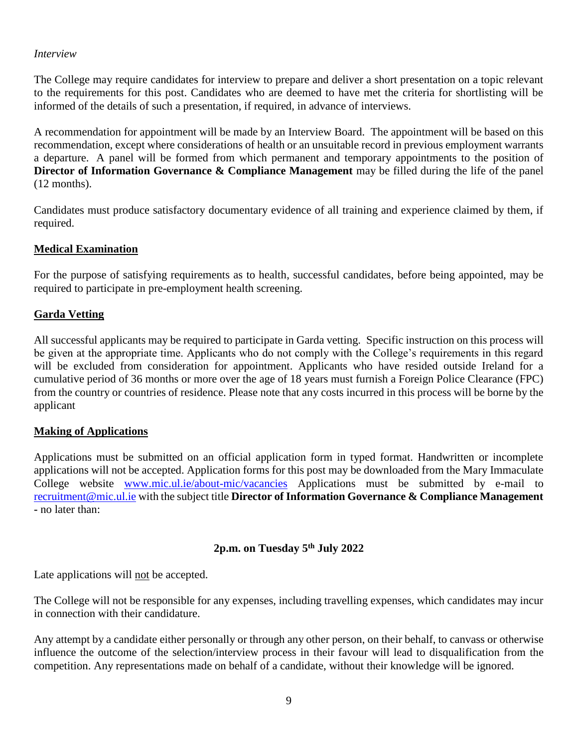*Interview*

The College may require candidates for interview to prepare and deliver a short presentation on a topic relevant to the requirements for this post. Candidates who are deemed to have met the criteria for shortlisting will be informed of the details of such a presentation, if required, in advance of interviews.

A recommendation for appointment will be made by an Interview Board. The appointment will be based on this recommendation, except where considerations of health or an unsuitable record in previous employment warrants a departure. A panel will be formed from which permanent and temporary appointments to the position of **Director of Information Governance & Compliance Management** may be filled during the life of the panel (12 months).

Candidates must produce satisfactory documentary evidence of all training and experience claimed by them, if required.

## Medical Examination

For the purpose of satisfying requirements as to health, successful candidates, before being appointed, may be required to participate in pre-employment health screening.

## Garda Vetting

All successful applicants may be required to participate in Garda vetting. Specific instruction on this process will be given at the appropriate time. Applicants who do not comply with the College's requirements in this regard will be excluded from consideration for appointment. Applicants who have resided outside Ireland for a cumulative period of 36 months or more over the age of 18 years must furnish a Foreign Police Clearance (FPC) from the country or countries of residence. Please note that any costs incurred in this process will be borne by the applicant

## Making of Applications

Applications must be submitted on an official application form in typed format. Handwritten or incomplete applications will not be accepted. Application forms for this post may be downloaded from the Mary Immaculate College website www.mic.ul.ie/about-mic/vacancies Applications must be submitted by e-mail to recruitment@mic.ul.ie with the subject title **Director of Information Governance & Compliance Management** - no later than:

**2p.m. on Tuesday 5th July 2022**

Late applications will not be accepted.

The College will not be responsible for any expenses, including travelling expenses, which candidates may incur in connection with their candidature.

Any attempt by a candidate either personally or through any other person, on their behalf, to canvass or otherwise influence the outcome of the selection/interview process in their favour will lead to disqualification from the competition. Any representations made on behalf of a candidate, without their knowledge will be ignored.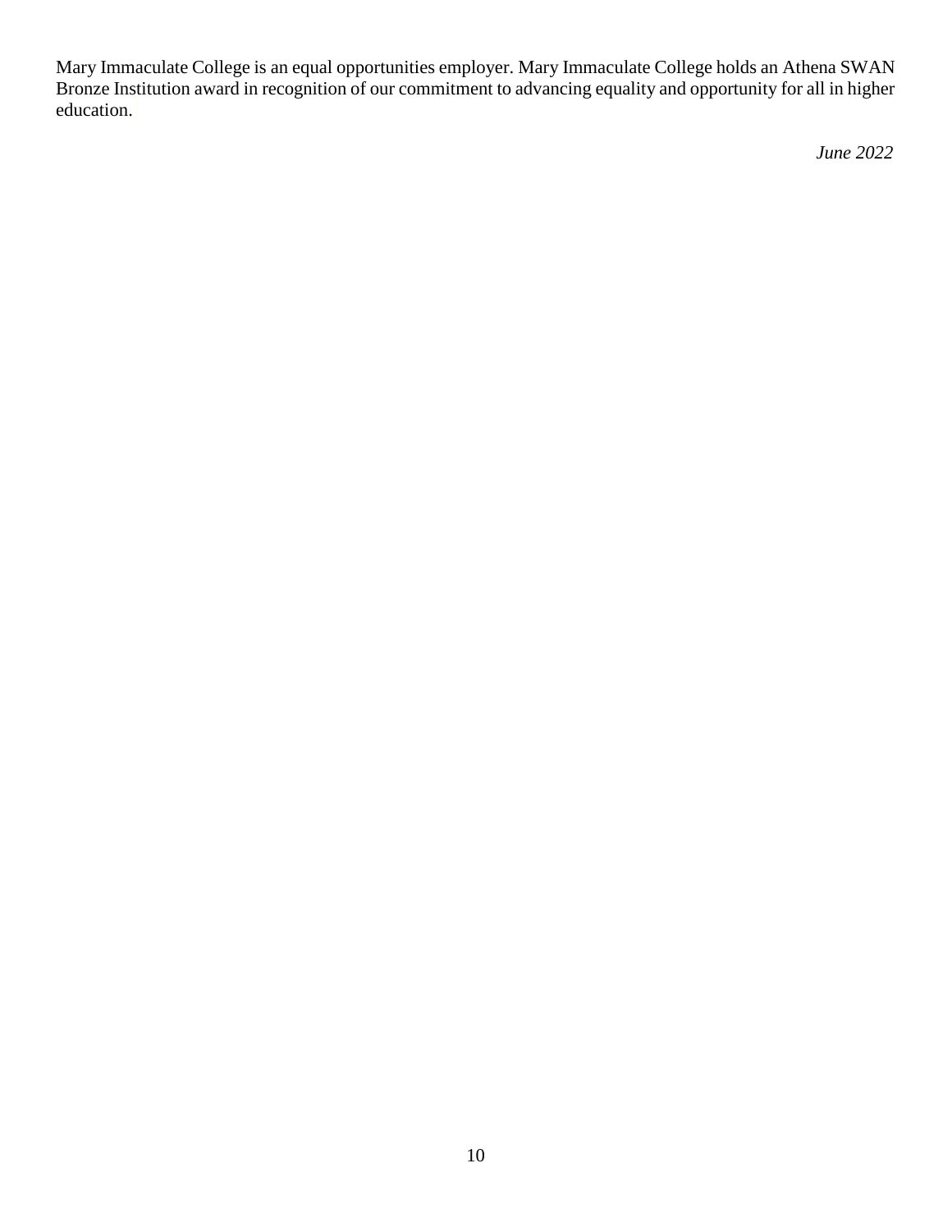Mary Immaculate College is an equal opportunities employer. Mary Immaculate College holds an Athena SWAN Bronze Institution award in recognition of our commitment to advancing equality and opportunity for all in higher education.

*June 2022*